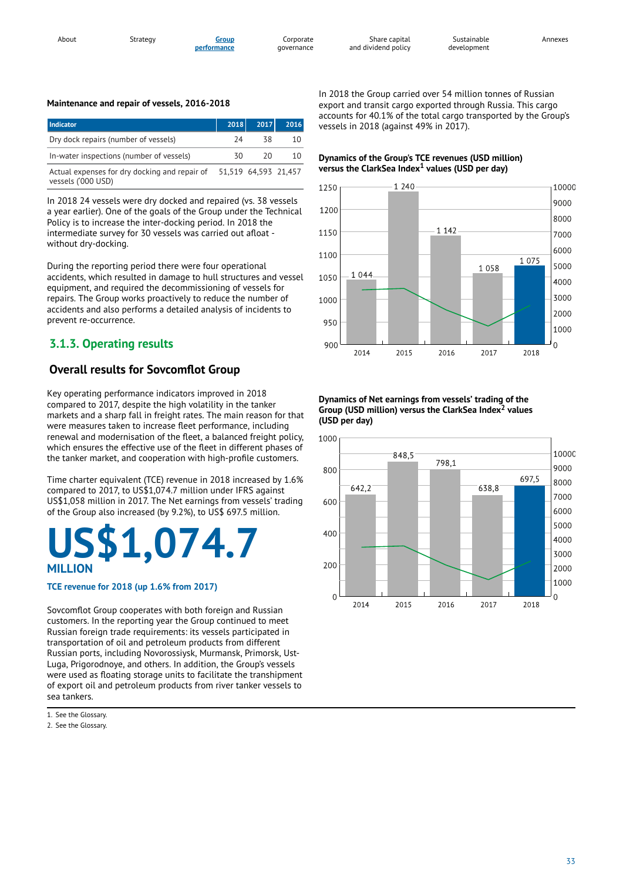#### Maintenance and repair of vessels, 2016-2018

| Indicator | 2018 | 2017 | 2016 |
|---|---|---|---|
| Dry dock repairs (number of vessels) | 24 | 38 | 10 |
| In-water inspections (number of vessels) | 30 | 20 | 10 |
| Actual expenses for dry docking and repair of vessels ('000 USD) | 51,519 | 64,593 | 21,457 |

In 2018 24 vessels were dry docked and repaired (vs. 38 vessels a year earlier). One of the goals of the Group under the Technical Policy is to increase the inter-docking period. In 2018 the intermediate survey for 30 vessels was carried out afloat - without dry-docking.

During the reporting period there were four operational accidents, which resulted in damage to hull structures and vessel equipment, and required the decommissioning of vessels for repairs. The Group works proactively to reduce the number of accidents and also performs a detailed analysis of incidents to prevent re-occurrence.

## 3.1.3. Operating results

### Overall results for Sovcomflot Group

Key operating performance indicators improved in 2018 compared to 2017, despite the high volatility in the tanker markets and a sharp fall in freight rates. The main reason for that were measures taken to increase fleet performance, including renewal and modernisation of the fleet, a balanced freight policy, which ensures the effective use of the fleet in different phases of the tanker market, and cooperation with high-profile customers.

Time charter equivalent (TCE) revenue in 2018 increased by 1.6% compared to 2017, to US$1,074.7 million under IFRS against US$1,058 million in 2017. The Net earnings from vessels' trading of the Group also increased (by 9.2%), to US$ 697.5 million.

**US$1,074.7 MILLION**

**TCE revenue for 2018 (up 1.6% from 2017)**

Sovcomflot Group cooperates with both foreign and Russian customers. In the reporting year the Group continued to meet Russian foreign trade requirements: its vessels participated in transportation of oil and petroleum products from different Russian ports, including Novorossiysk, Murmansk, Primorsk, Ust-Luga, Prigorodnoye, and others. In addition, the Group's vessels were used as floating storage units to facilitate the transhipment of export oil and petroleum products from river tanker vessels to sea tankers.

In 2018 the Group carried over 54 million tonnes of Russian export and transit cargo exported through Russia. This cargo accounts for 40.1% of the total cargo transported by the Group's vessels in 2018 (against 49% in 2017).

#### Dynamics of the Group's TCE revenues (USD million) versus the ClarkSea Index[1] values (USD per day)

| Year | TCE revenues (USD million) |
|---|---|
| 2014 | 1 044 |
| 2015 | 1 240 |
| 2016 | 1 142 |
| 2017 | 1 058 |
| 2018 | 1 075 |

#### Dynamics of Net earnings from vessels' trading of the Group (USD million) versus the ClarkSea Index[2] values (USD per day)

| Year | Net earnings from vessels' trading (USD million) |
|---|---|
| 2014 | 642,2 |
| 2015 | 848,5 |
| 2016 | 798,1 |
| 2017 | 638,8 |
| 2018 | 697,5 |

1. See the Glossary.
2. See the Glossary.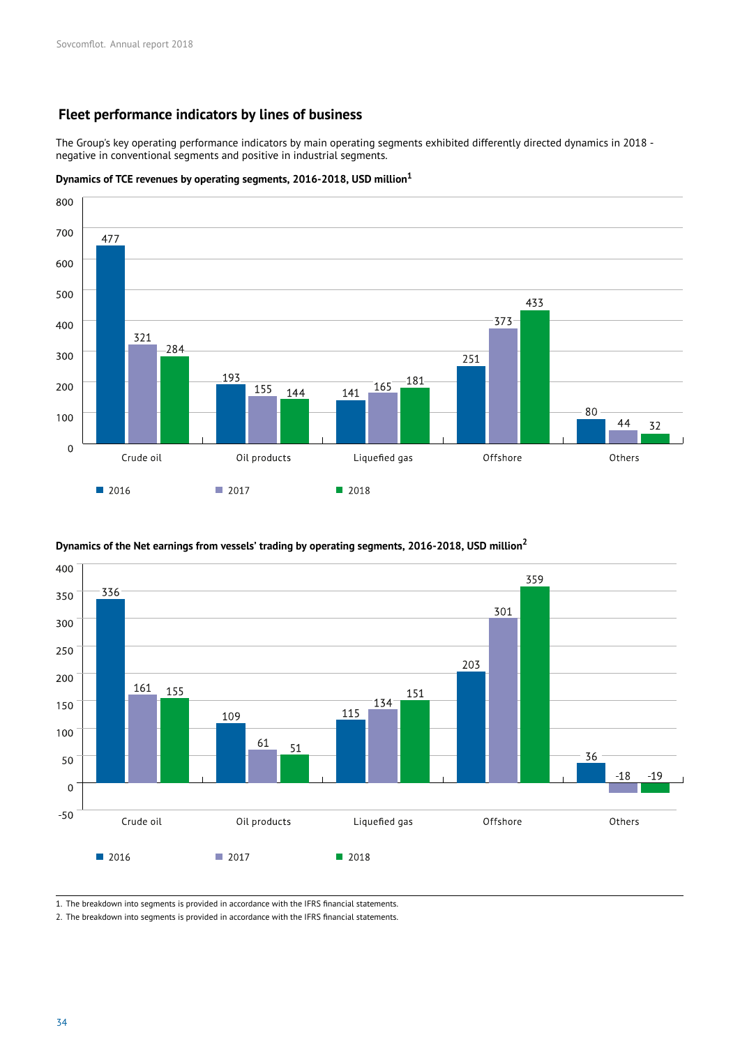## Fleet performance indicators by lines of business

The Group's key operating performance indicators by main operating segments exhibited differently directed dynamics in 2018 - negative in conventional segments and positive in industrial segments.

**Dynamics of TCE revenues by operating segments, 2016-2018, USD million[1]**

| Segment | 2016 | 2017 | 2018 |
|---|---|---|---|
| Crude oil | 477 | 321 | 284 |
| Oil products | 193 | 155 | 144 |
| Liquefied gas | 141 | 165 | 181 |
| Offshore | 251 | 373 | 433 |
| Others | 80 | 44 | 32 |

**Dynamics of the Net earnings from vessels' trading by operating segments, 2016-2018, USD million[2]**

| Segment | 2016 | 2017 | 2018 |
|---|---|---|---|
| Crude oil | 336 | 161 | 155 |
| Oil products | 109 | 61 | 51 |
| Liquefied gas | 115 | 134 | 151 |
| Offshore | 203 | 301 | 359 |
| Others | 36 | -18 | -19 |

1. The breakdown into segments is provided in accordance with the IFRS financial statements.
2. The breakdown into segments is provided in accordance with the IFRS financial statements.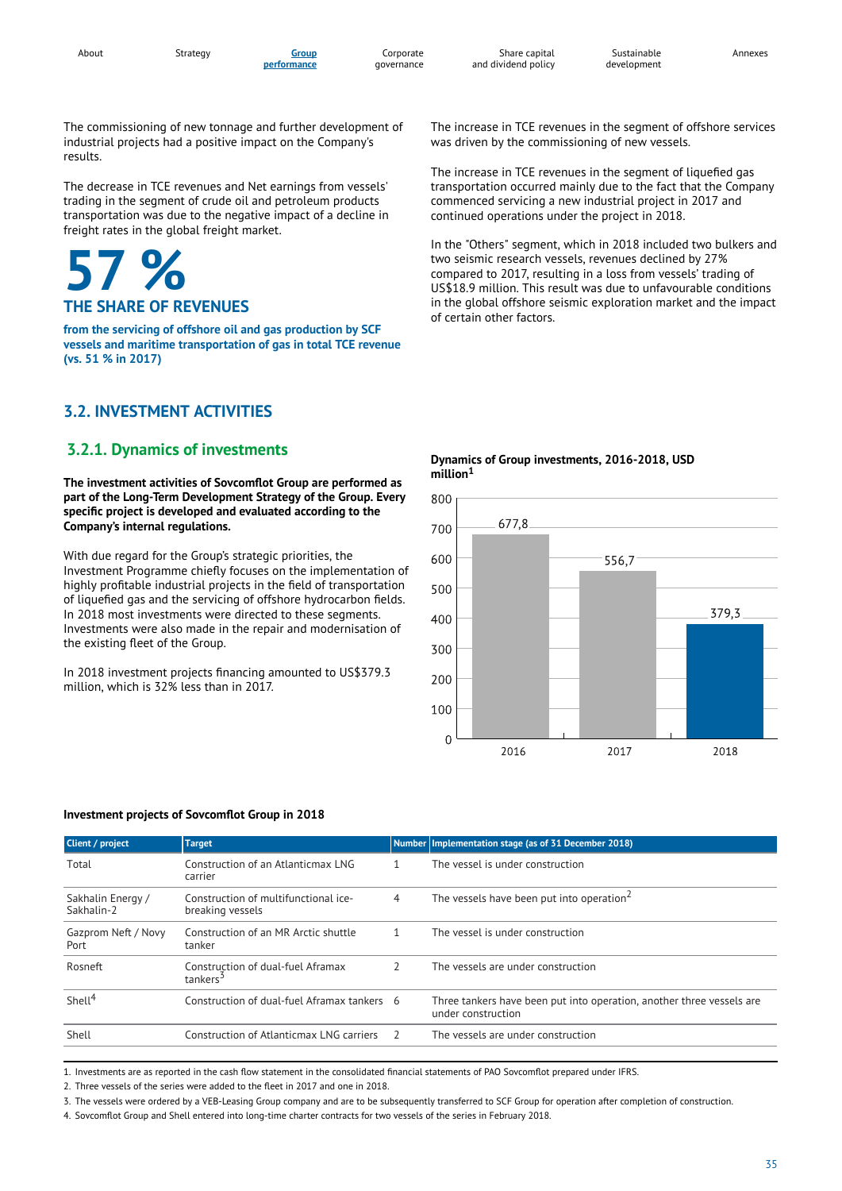The commissioning of new tonnage and further development of industrial projects had a positive impact on the Company's results.

The decrease in TCE revenues and Net earnings from vessels' trading in the segment of crude oil and petroleum products transportation was due to the negative impact of a decline in freight rates in the global freight market.

**57 %**

**THE SHARE OF REVENUES**

**from the servicing of offshore oil and gas production by SCF vessels and maritime transportation of gas in total TCE revenue (vs. 51 % in 2017)**

The increase in TCE revenues in the segment of offshore services was driven by the commissioning of new vessels.

The increase in TCE revenues in the segment of liquefied gas transportation occurred mainly due to the fact that the Company commenced servicing a new industrial project in 2017 and continued operations under the project in 2018.

In the "Others" segment, which in 2018 included two bulkers and two seismic research vessels, revenues declined by 27% compared to 2017, resulting in a loss from vessels' trading of US$18.9 million. This result was due to unfavourable conditions in the global offshore seismic exploration market and the impact of certain other factors.

## 3.2. INVESTMENT ACTIVITIES

### 3.2.1. Dynamics of investments

**The investment activities of Sovcomflot Group are performed as part of the Long-Term Development Strategy of the Group. Every specific project is developed and evaluated according to the Company's internal regulations.**

With due regard for the Group's strategic priorities, the Investment Programme chiefly focuses on the implementation of highly profitable industrial projects in the field of transportation of liquefied gas and the servicing of offshore hydrocarbon fields. In 2018 most investments were directed to these segments. Investments were also made in the repair and modernisation of the existing fleet of the Group.

In 2018 investment projects financing amounted to US$379.3 million, which is 32% less than in 2017.

**Dynamics of Group investments, 2016-2018, USD million[1]**

0
100
200
300
400
500
600
700
800

677,8
556,7
379,3

2016
2017
2018

**Investment projects of Sovcomflot Group in 2018**

| Client / project | Target | Number | Implementation stage (as of 31 December 2018) |
|---|---|---|---|
| Total | Construction of an Atlanticmax LNG carrier | 1 | The vessel is under construction |
| Sakhalin Energy / Sakhalin-2 | Construction of multifunctional ice-breaking vessels | 4 | The vessels have been put into operation[2] |
| Gazprom Neft / Novy Port | Construction of an MR Arctic shuttle tanker | 1 | The vessel is under construction |
| Rosneft | Construction of dual-fuel Aframax tankers[3] | 2 | The vessels are under construction |
| Shell[4] | Construction of dual-fuel Aframax tankers | 6 | Three tankers have been put into operation, another three vessels are under construction |
| Shell | Construction of Atlanticmax LNG carriers | 2 | The vessels are under construction |

1. Investments are as reported in the cash flow statement in the consolidated financial statements of PAO Sovcomflot prepared under IFRS.
2. Three vessels of the series were added to the fleet in 2017 and one in 2018.
3. The vessels were ordered by a VEB-Leasing Group company and are to be subsequently transferred to SCF Group for operation after completion of construction.
4. Sovcomflot Group and Shell entered into long-time charter contracts for two vessels of the series in February 2018.